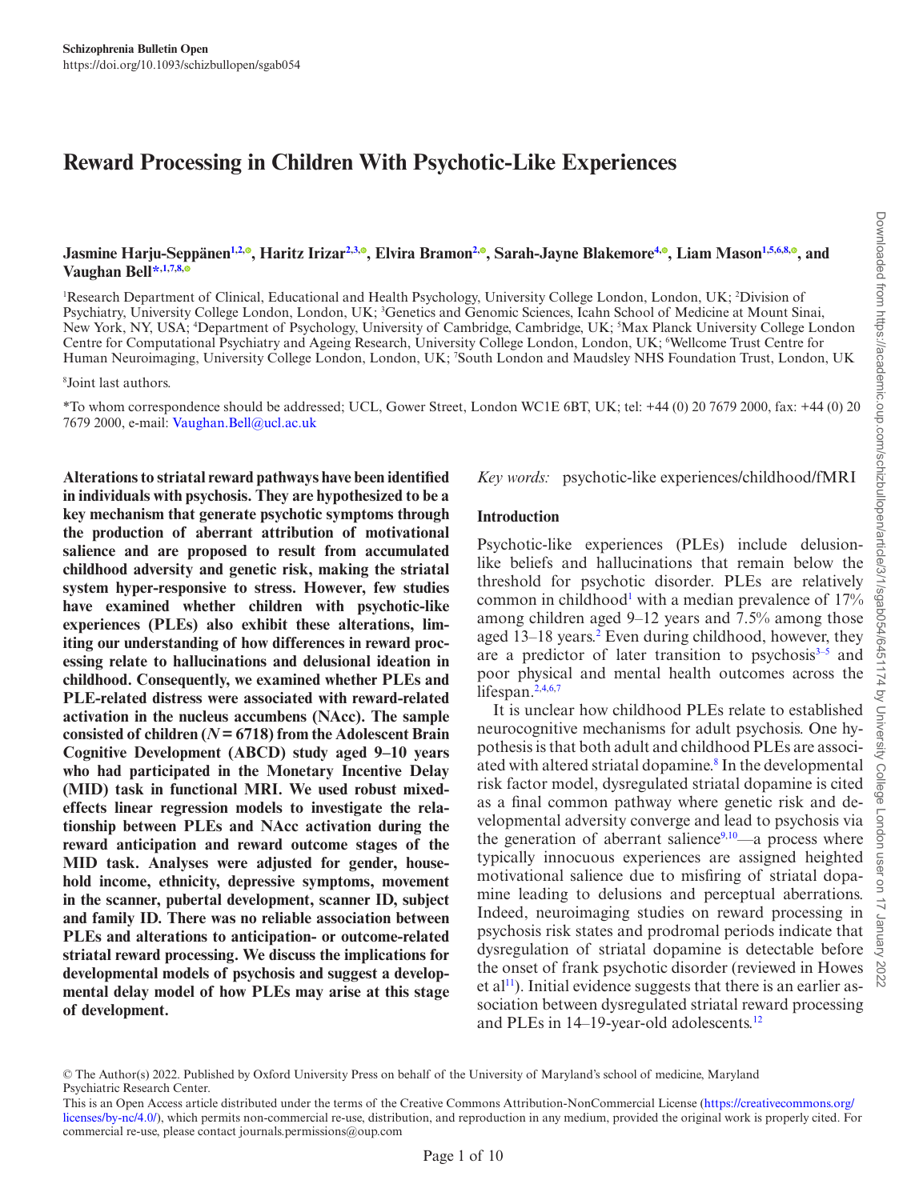# Reward Processing in Children With Psychotic-Like Experiences

**Jasmine Harju-Seppänen[1,2], Haritz Irizar[2,3], Elvira Bramon[2], Sarah-Jayne Blakemore[4], Liam Mason[1,5,6,8], and Vaughan Bell*[1,7,8]**

[1]Research Department of Clinical, Educational and Health Psychology, University College London, London, UK; [2]Division of Psychiatry, University College London, London, UK; [3]Genetics and Genomic Sciences, Icahn School of Medicine at Mount Sinai, New York, NY, USA; [4]Department of Psychology, University of Cambridge, Cambridge, UK; [5]Max Planck University College London Centre for Computational Psychiatry and Ageing Research, University College London, London, UK; [6]Wellcome Trust Centre for Human Neuroimaging, University College London, London, UK; [7]South London and Maudsley NHS Foundation Trust, London, UK

[8]Joint last authors.

*To whom correspondence should be addressed; UCL, Gower Street, London WC1E 6BT, UK; tel: +44 (0) 20 7679 2000, fax: +44 (0) 20 7679 2000, e-mail: Vaughan.Bell@ucl.ac.uk

**Alterations to striatal reward pathways have been identified in individuals with psychosis. They are hypothesized to be a key mechanism that generate psychotic symptoms through the production of aberrant attribution of motivational salience and are proposed to result from accumulated childhood adversity and genetic risk, making the striatal system hyper-responsive to stress. However, few studies have examined whether children with psychotic-like experiences (PLEs) also exhibit these alterations, limiting our understanding of how differences in reward processing relate to hallucinations and delusional ideation in childhood. Consequently, we examined whether PLEs and PLE-related distress were associated with reward-related activation in the nucleus accumbens (NAcc). The sample consisted of children ($N = 6718$) from the Adolescent Brain Cognitive Development (ABCD) study aged 9–10 years who had participated in the Monetary Incentive Delay (MID) task in functional MRI. We used robust mixed-effects linear regression models to investigate the relationship between PLEs and NAcc activation during the reward anticipation and reward outcome stages of the MID task. Analyses were adjusted for gender, household income, ethnicity, depressive symptoms, movement in the scanner, pubertal development, scanner ID, subject and family ID. There was no reliable association between PLEs and alterations to anticipation- or outcome-related striatal reward processing. We discuss the implications for developmental models of psychosis and suggest a developmental delay model of how PLEs may arise at this stage of development.**

*Key words:* psychotic-like experiences/childhood/fMRI

## Introduction

Psychotic-like experiences (PLEs) include delusion-like beliefs and hallucinations that remain below the threshold for psychotic disorder. PLEs are relatively common in childhood[1] with a median prevalence of 17% among children aged 9–12 years and 7.5% among those aged 13–18 years.[2] Even during childhood, however, they are a predictor of later transition to psychosis[3–5] and poor physical and mental health outcomes across the lifespan.[2,4,6,7]

It is unclear how childhood PLEs relate to established neurocognitive mechanisms for adult psychosis. One hypothesis is that both adult and childhood PLEs are associated with altered striatal dopamine.[8] In the developmental risk factor model, dysregulated striatal dopamine is cited as a final common pathway where genetic risk and developmental adversity converge and lead to psychosis via the generation of aberrant salience[9,10]—a process where typically innocuous experiences are assigned heighted motivational salience due to misfiring of striatal dopamine leading to delusions and perceptual aberrations. Indeed, neuroimaging studies on reward processing in psychosis risk states and prodromal periods indicate that dysregulation of striatal dopamine is detectable before the onset of frank psychotic disorder (reviewed in Howes et al[11]). Initial evidence suggests that there is an earlier association between dysregulated striatal reward processing and PLEs in 14–19-year-old adolescents.[12]

© The Author(s) 2022. Published by Oxford University Press on behalf of the University of Maryland's school of medicine, Maryland Psychiatric Research Center.
This is an Open Access article distributed under the terms of the Creative Commons Attribution-NonCommercial License (https://creativecommons.org/licenses/by-nc/4.0/), which permits non-commercial re-use, distribution, and reproduction in any medium, provided the original work is properly cited. For commercial re-use, please contact journals.permissions@oup.com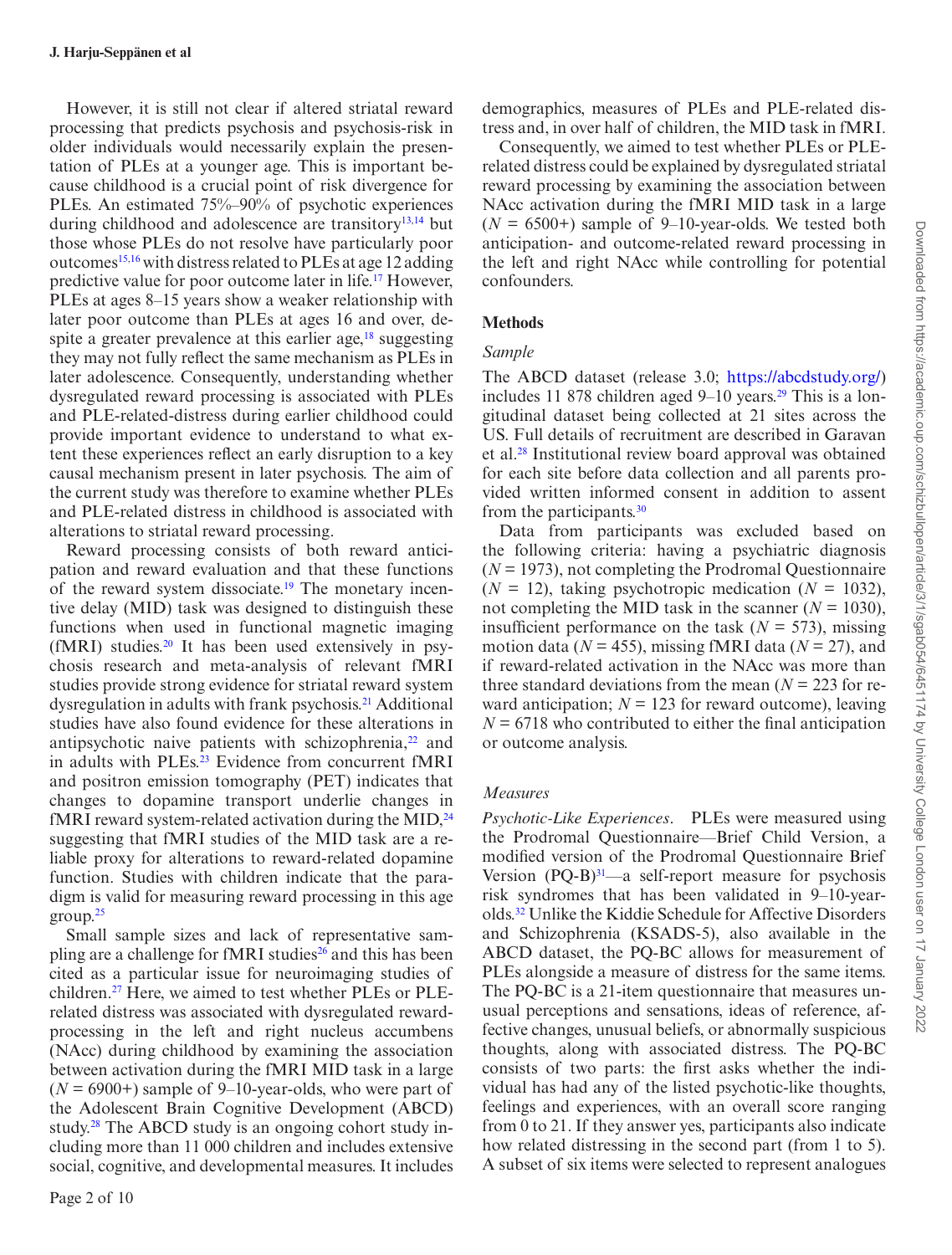However, it is still not clear if altered striatal reward processing that predicts psychosis and psychosis-risk in older individuals would necessarily explain the presentation of PLEs at a younger age. This is important because childhood is a crucial point of risk divergence for PLEs. An estimated 75%–90% of psychotic experiences during childhood and adolescence are transitory[13,14] but those whose PLEs do not resolve have particularly poor outcomes[15,16] with distress related to PLEs at age 12 adding predictive value for poor outcome later in life.[17] However, PLEs at ages 8–15 years show a weaker relationship with later poor outcome than PLEs at ages 16 and over, despite a greater prevalence at this earlier age,[18] suggesting they may not fully reflect the same mechanism as PLEs in later adolescence. Consequently, understanding whether dysregulated reward processing is associated with PLEs and PLE-related-distress during earlier childhood could provide important evidence to understand to what extent these experiences reflect an early disruption to a key causal mechanism present in later psychosis. The aim of the current study was therefore to examine whether PLEs and PLE-related distress in childhood is associated with alterations to striatal reward processing.

Reward processing consists of both reward anticipation and reward evaluation and that these functions of the reward system dissociate.[19] The monetary incentive delay (MID) task was designed to distinguish these functions when used in functional magnetic imaging (fMRI) studies.[20] It has been used extensively in psychosis research and meta-analysis of relevant fMRI studies provide strong evidence for striatal reward system dysregulation in adults with frank psychosis.[21] Additional studies have also found evidence for these alterations in antipsychotic naive patients with schizophrenia,[22] and in adults with PLEs.[23] Evidence from concurrent fMRI and positron emission tomography (PET) indicates that changes to dopamine transport underlie changes in fMRI reward system-related activation during the MID,[24] suggesting that fMRI studies of the MID task are a reliable proxy for alterations to reward-related dopamine function. Studies with children indicate that the paradigm is valid for measuring reward processing in this age group.[25]

Small sample sizes and lack of representative sampling are a challenge for fMRI studies[26] and this has been cited as a particular issue for neuroimaging studies of children.[27] Here, we aimed to test whether PLEs or PLE-related distress was associated with dysregulated reward-processing in the left and right nucleus accumbens (NAcc) during childhood by examining the association between activation during the fMRI MID task in a large ($N$ = 6900+) sample of 9–10-year-olds, who were part of the Adolescent Brain Cognitive Development (ABCD) study.[28] The ABCD study is an ongoing cohort study including more than 11 000 children and includes extensive social, cognitive, and developmental measures. It includes demographics, measures of PLEs and PLE-related distress and, in over half of children, the MID task in fMRI.

Consequently, we aimed to test whether PLEs or PLE-related distress could be explained by dysregulated striatal reward processing by examining the association between NAcc activation during the fMRI MID task in a large ($N$ = 6500+) sample of 9–10-year-olds. We tested both anticipation- and outcome-related reward processing in the left and right NAcc while controlling for potential confounders.

## Methods

### *Sample*

The ABCD dataset (release 3.0; https://abcdstudy.org/) includes 11 878 children aged 9–10 years.[29] This is a longitudinal dataset being collected at 21 sites across the US. Full details of recruitment are described in Garavan et al.[28] Institutional review board approval was obtained for each site before data collection and all parents provided written informed consent in addition to assent from the participants.[30]

Data from participants was excluded based on the following criteria: having a psychiatric diagnosis ($N$ = 1973), not completing the Prodromal Questionnaire ($N$ = 12), taking psychotropic medication ($N$ = 1032), not completing the MID task in the scanner ($N$ = 1030), insufficient performance on the task ($N$ = 573), missing motion data ($N$ = 455), missing fMRI data ($N$ = 27), and if reward-related activation in the NAcc was more than three standard deviations from the mean ($N$ = 223 for reward anticipation; $N$ = 123 for reward outcome), leaving $N$ = 6718 who contributed to either the final anticipation or outcome analysis.

### *Measures*

*Psychotic-Like Experiences*. PLEs were measured using the Prodromal Questionnaire—Brief Child Version, a modified version of the Prodromal Questionnaire Brief Version (PQ-B)[31]—a self-report measure for psychosis risk syndromes that has been validated in 9–10-year-olds.[32] Unlike the Kiddie Schedule for Affective Disorders and Schizophrenia (KSADS-5), also available in the ABCD dataset, the PQ-BC allows for measurement of PLEs alongside a measure of distress for the same items. The PQ-BC is a 21-item questionnaire that measures unusual perceptions and sensations, ideas of reference, affective changes, unusual beliefs, or abnormally suspicious thoughts, along with associated distress. The PQ-BC consists of two parts: the first asks whether the individual has had any of the listed psychotic-like thoughts, feelings and experiences, with an overall score ranging from 0 to 21. If they answer yes, participants also indicate how related distressing in the second part (from 1 to 5). A subset of six items were selected to represent analogues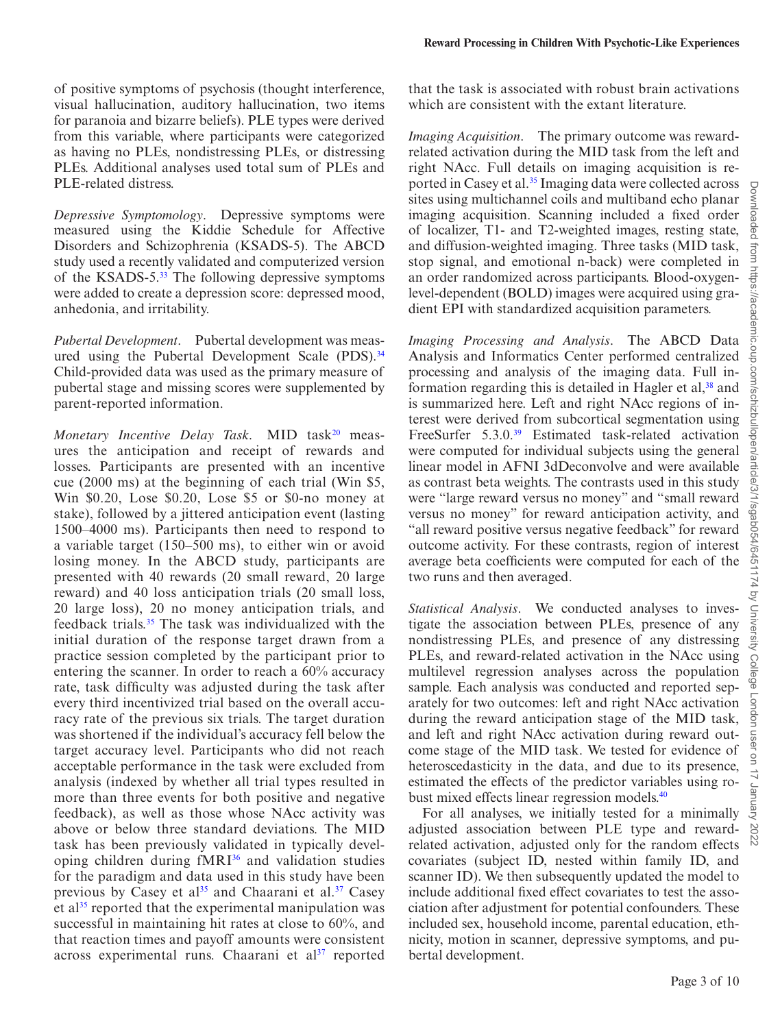of positive symptoms of psychosis (thought interference, visual hallucination, auditory hallucination, two items for paranoia and bizarre beliefs). PLE types were derived from this variable, where participants were categorized as having no PLEs, nondistressing PLEs, or distressing PLEs. Additional analyses used total sum of PLEs and PLE-related distress.

*Depressive Symptomology*. Depressive symptoms were measured using the Kiddie Schedule for Affective Disorders and Schizophrenia (KSADS-5). The ABCD study used a recently validated and computerized version of the KSADS-5.[33] The following depressive symptoms were added to create a depression score: depressed mood, anhedonia, and irritability.

*Pubertal Development*. Pubertal development was measured using the Pubertal Development Scale (PDS).[34] Child-provided data was used as the primary measure of pubertal stage and missing scores were supplemented by parent-reported information.

*Monetary Incentive Delay Task*. MID task[20] measures the anticipation and receipt of rewards and losses. Participants are presented with an incentive cue (2000 ms) at the beginning of each trial (Win $5, Win $0.20, Lose $0.20, Lose $5 or $0-no money at stake), followed by a jittered anticipation event (lasting 1500–4000 ms). Participants then need to respond to a variable target (150–500 ms), to either win or avoid losing money. In the ABCD study, participants are presented with 40 rewards (20 small reward, 20 large reward) and 40 loss anticipation trials (20 small loss, 20 large loss), 20 no money anticipation trials, and feedback trials.[35] The task was individualized with the initial duration of the response target drawn from a practice session completed by the participant prior to entering the scanner. In order to reach a 60% accuracy rate, task difficulty was adjusted during the task after every third incentivized trial based on the overall accuracy rate of the previous six trials. The target duration was shortened if the individual's accuracy fell below the target accuracy level. Participants who did not reach acceptable performance in the task were excluded from analysis (indexed by whether all trial types resulted in more than three events for both positive and negative feedback), as well as those whose NAcc activity was above or below three standard deviations. The MID task has been previously validated in typically developing children during fMRI[36] and validation studies for the paradigm and data used in this study have been previous by Casey et al[35] and Chaarani et al.[37] Casey et al[35] reported that the experimental manipulation was successful in maintaining hit rates at close to 60%, and that reaction times and payoff amounts were consistent across experimental runs. Chaarani et al[37] reported that the task is associated with robust brain activations which are consistent with the extant literature.

*Imaging Acquisition*. The primary outcome was reward-related activation during the MID task from the left and right NAcc. Full details on imaging acquisition is reported in Casey et al.[35] Imaging data were collected across sites using multichannel coils and multiband echo planar imaging acquisition. Scanning included a fixed order of localizer, T1- and T2-weighted images, resting state, and diffusion-weighted imaging. Three tasks (MID task, stop signal, and emotional n-back) were completed in an order randomized across participants. Blood-oxygen-level-dependent (BOLD) images were acquired using gradient EPI with standardized acquisition parameters.

*Imaging Processing and Analysis*. The ABCD Data Analysis and Informatics Center performed centralized processing and analysis of the imaging data. Full information regarding this is detailed in Hagler et al,[38] and is summarized here. Left and right NAcc regions of interest were derived from subcortical segmentation using FreeSurfer 5.3.0.[39] Estimated task-related activation were computed for individual subjects using the general linear model in AFNI 3dDeconvolve and were available as contrast beta weights. The contrasts used in this study were "large reward versus no money" and "small reward versus no money" for reward anticipation activity, and "all reward positive versus negative feedback" for reward outcome activity. For these contrasts, region of interest average beta coefficients were computed for each of the two runs and then averaged.

*Statistical Analysis*. We conducted analyses to investigate the association between PLEs, presence of any nondistressing PLEs, and presence of any distressing PLEs, and reward-related activation in the NAcc using multilevel regression analyses across the population sample. Each analysis was conducted and reported separately for two outcomes: left and right NAcc activation during the reward anticipation stage of the MID task, and left and right NAcc activation during reward outcome stage of the MID task. We tested for evidence of heteroscedasticity in the data, and due to its presence, estimated the effects of the predictor variables using robust mixed effects linear regression models.[40]

For all analyses, we initially tested for a minimally adjusted association between PLE type and reward-related activation, adjusted only for the random effects covariates (subject ID, nested within family ID, and scanner ID). We then subsequently updated the model to include additional fixed effect covariates to test the association after adjustment for potential confounders. These included sex, household income, parental education, ethnicity, motion in scanner, depressive symptoms, and pubertal development.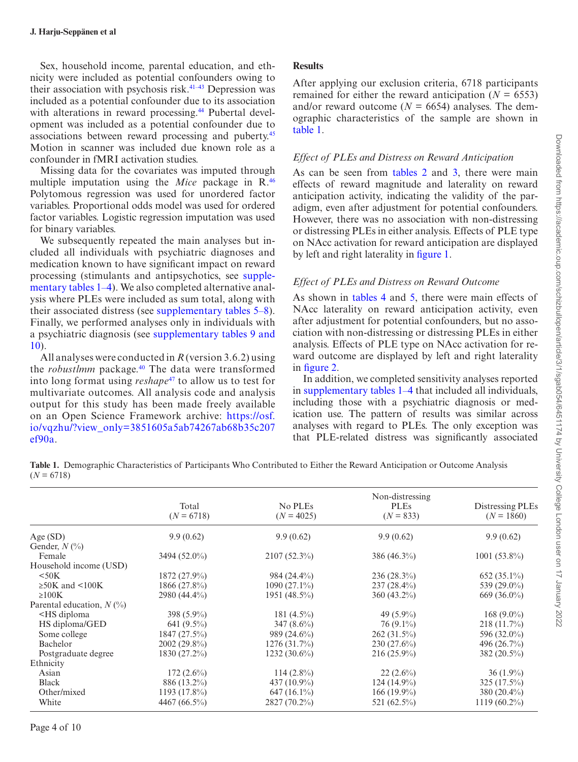Sex, household income, parental education, and ethnicity were included as potential confounders owing to their association with psychosis risk.[41–43] Depression was included as a potential confounder due to its association with alterations in reward processing.[44] Pubertal development was included as a potential confounder due to associations between reward processing and puberty.[45] Motion in scanner was included due known role as a confounder in fMRI activation studies.

Missing data for the covariates was imputed through multiple imputation using the *Mice* package in R.[46] Polytomous regression was used for unordered factor variables. Proportional odds model was used for ordered factor variables. Logistic regression imputation was used for binary variables.

We subsequently repeated the main analyses but included all individuals with psychiatric diagnoses and medication known to have significant impact on reward processing (stimulants and antipsychotics, see supplementary tables 1–4). We also completed alternative analysis where PLEs were included as sum total, along with their associated distress (see supplementary tables 5–8). Finally, we performed analyses only in individuals with a psychiatric diagnosis (see supplementary tables 9 and 10).

All analyses were conducted in *R* (version 3.6.2) using the *robustlmm* package.[40] The data were transformed into long format using *reshape*[47] to allow us to test for multivariate outcomes. All analysis code and analysis output for this study has been made freely available on an Open Science Framework archive: https://osf.io/vqzhu/?view_only=3851605a5ab74267ab68b35c207ef90a.

## Results

After applying our exclusion criteria, 6718 participants remained for either the reward anticipation ($N$ = 6553) and/or reward outcome ($N$ = 6654) analyses. The demographic characteristics of the sample are shown in table 1.

### *Effect of PLEs and Distress on Reward Anticipation*

As can be seen from tables 2 and 3, there were main effects of reward magnitude and laterality on reward anticipation activity, indicating the validity of the paradigm, even after adjustment for potential confounders. However, there was no association with non-distressing or distressing PLEs in either analysis. Effects of PLE type on NAcc activation for reward anticipation are displayed by left and right laterality in figure 1.

### *Effect of PLEs and Distress on Reward Outcome*

As shown in tables 4 and 5, there were main effects of NAcc laterality on reward anticipation activity, even after adjustment for potential confounders, but no association with non-distressing or distressing PLEs in either analysis. Effects of PLE type on NAcc activation for reward outcome are displayed by left and right laterality in figure 2.

In addition, we completed sensitivity analyses reported in supplementary tables 1–4 that included all individuals, including those with a psychiatric diagnosis or medication use. The pattern of results was similar across analyses with regard to PLEs. The only exception was that PLE-related distress was significantly associated

**Table 1.** Demographic Characteristics of Participants Who Contributed to Either the Reward Anticipation or Outcome Analysis ($N$ = 6718)

| | Total ($N$ = 6718) | No PLEs ($N$ = 4025) | Non-distressing PLEs ($N$ = 833) | Distressing PLEs ($N$ = 1860) |
|---|---|---|---|---|
| Age (SD) | 9.9 (0.62) | 9.9 (0.62) | 9.9 (0.62) | 9.9 (0.62) |
| Gender, $N$ (%) | | | | |
| Female | 3494 (52.0%) | 2107 (52.3%) | 386 (46.3%) | 1001 (53.8%) |
| Household income (USD) | | | | |
| <50K | 1872 (27.9%) | 984 (24.4%) | 236 (28.3%) | 652 (35.1%) |
| ≥50K and <100K | 1866 (27.8%) | 1090 (27.1%) | 237 (28.4%) | 539 (29.0%) |
| ≥100K | 2980 (44.4%) | 1951 (48.5%) | 360 (43.2%) | 669 (36.0%) |
| Parental education, $N$ (%) | | | | |
| <HS diploma | 398 (5.9%) | 181 (4.5%) | 49 (5.9%) | 168 (9.0%) |
| HS diploma/GED | 641 (9.5%) | 347 (8.6%) | 76 (9.1%) | 218 (11.7%) |
| Some college | 1847 (27.5%) | 989 (24.6%) | 262 (31.5%) | 596 (32.0%) |
| Bachelor | 2002 (29.8%) | 1276 (31.7%) | 230 (27.6%) | 496 (26.7%) |
| Postgraduate degree | 1830 (27.2%) | 1232 (30.6%) | 216 (25.9%) | 382 (20.5%) |
| Ethnicity | | | | |
| Asian | 172 (2.6%) | 114 (2.8%) | 22 (2.6%) | 36 (1.9%) |
| Black | 886 (13.2%) | 437 (10.9%) | 124 (14.9%) | 325 (17.5%) |
| Other/mixed | 1193 (17.8%) | 647 (16.1%) | 166 (19.9%) | 380 (20.4%) |
| White | 4467 (66.5%) | 2827 (70.2%) | 521 (62.5%) | 1119 (60.2%) |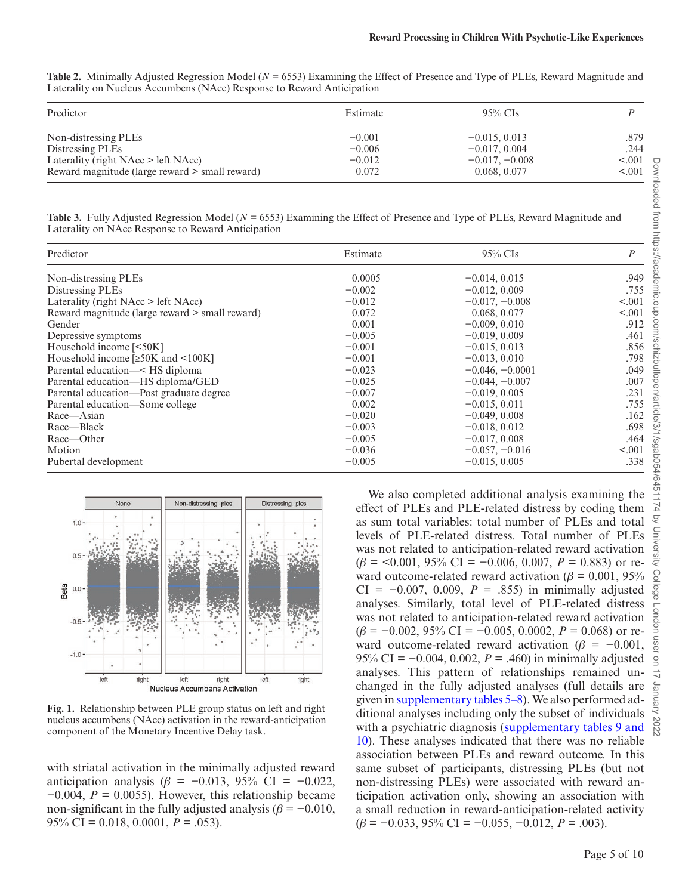**Table 2.** Minimally Adjusted Regression Model ($N$ = 6553) Examining the Effect of Presence and Type of PLEs, Reward Magnitude and Laterality on Nucleus Accumbens (NAcc) Response to Reward Anticipation

| Predictor | Estimate | 95% CIs | $P$ |
|---|---|---|---|
| Non-distressing PLEs | −0.001 | −0.015, 0.013 | .879 |
| Distressing PLEs | −0.006 | −0.017, 0.004 | .244 |
| Laterality (right NAcc > left NAcc) | −0.012 | −0.017, −0.008 | <.001 |
| Reward magnitude (large reward > small reward) | 0.072 | 0.068, 0.077 | <.001 |

**Table 3.** Fully Adjusted Regression Model ($N$ = 6553) Examining the Effect of Presence and Type of PLEs, Reward Magnitude and Laterality on NAcc Response to Reward Anticipation

| Predictor | Estimate | 95% CIs | $P$ |
|---|---|---|---|
| Non-distressing PLEs | 0.0005 | −0.014, 0.015 | .949 |
| Distressing PLEs | −0.002 | −0.012, 0.009 | .755 |
| Laterality (right NAcc > left NAcc) | −0.012 | −0.017, −0.008 | <.001 |
| Reward magnitude (large reward > small reward) | 0.072 | 0.068, 0.077 | <.001 |
| Gender | 0.001 | −0.009, 0.010 | .912 |
| Depressive symptoms | −0.005 | −0.019, 0.009 | .461 |
| Household income [<50K] | −0.001 | −0.015, 0.013 | .856 |
| Household income [≥50K and <100K] | −0.001 | −0.013, 0.010 | .798 |
| Parental education—< HS diploma | −0.023 | −0.046, −0.0001 | .049 |
| Parental education—HS diploma/GED | −0.025 | −0.044, −0.007 | .007 |
| Parental education—Post graduate degree | −0.007 | −0.019, 0.005 | .231 |
| Parental education—Some college | 0.002 | −0.015, 0.011 | .755 |
| Race—Asian | −0.020 | −0.049, 0.008 | .162 |
| Race—Black | −0.003 | −0.018, 0.012 | .698 |
| Race—Other | −0.005 | −0.017, 0.008 | .464 |
| Motion | −0.036 | −0.057, −0.016 | <.001 |
| Pubertal development | −0.005 | −0.015, 0.005 | .338 |

**Fig. 1.** Relationship between PLE group status on left and right nucleus accumbens (NAcc) activation in the reward-anticipation component of the Monetary Incentive Delay task.

with striatal activation in the minimally adjusted reward anticipation analysis ($\beta$ = −0.013, 95% CI = −0.022, −0.004, $P$ = 0.0055). However, this relationship became non-significant in the fully adjusted analysis ($\beta$ = −0.010, 95% CI = 0.018, 0.0001, $P$ = .053).

We also completed additional analysis examining the effect of PLEs and PLE-related distress by coding them as sum total variables: total number of PLEs and total levels of PLE-related distress. Total number of PLEs was not related to anticipation-related reward activation ($\beta$ = <0.001, 95% CI = −0.006, 0.007, $P$ = 0.883) or reward outcome-related reward activation ($\beta$ = 0.001, 95% CI = −0.007, 0.009, $P$ = .855) in minimally adjusted analyses. Similarly, total level of PLE-related distress was not related to anticipation-related reward activation ($\beta$ = −0.002, 95% CI = −0.005, 0.0002, $P$ = 0.068) or reward outcome-related reward activation ($\beta$ = −0.001, 95% CI = −0.004, 0.002, $P$ = .460) in minimally adjusted analyses. This pattern of relationships remained unchanged in the fully adjusted analyses (full details are given in supplementary tables 5–8). We also performed additional analyses including only the subset of individuals with a psychiatric diagnosis (supplementary tables 9 and 10). These analyses indicated that there was no reliable association between PLEs and reward outcome. In this same subset of participants, distressing PLEs (but not non-distressing PLEs) were associated with reward anticipation activation only, showing an association with a small reduction in reward-anticipation-related activity ($\beta$ = −0.033, 95% CI = −0.055, −0.012, $P$ = .003).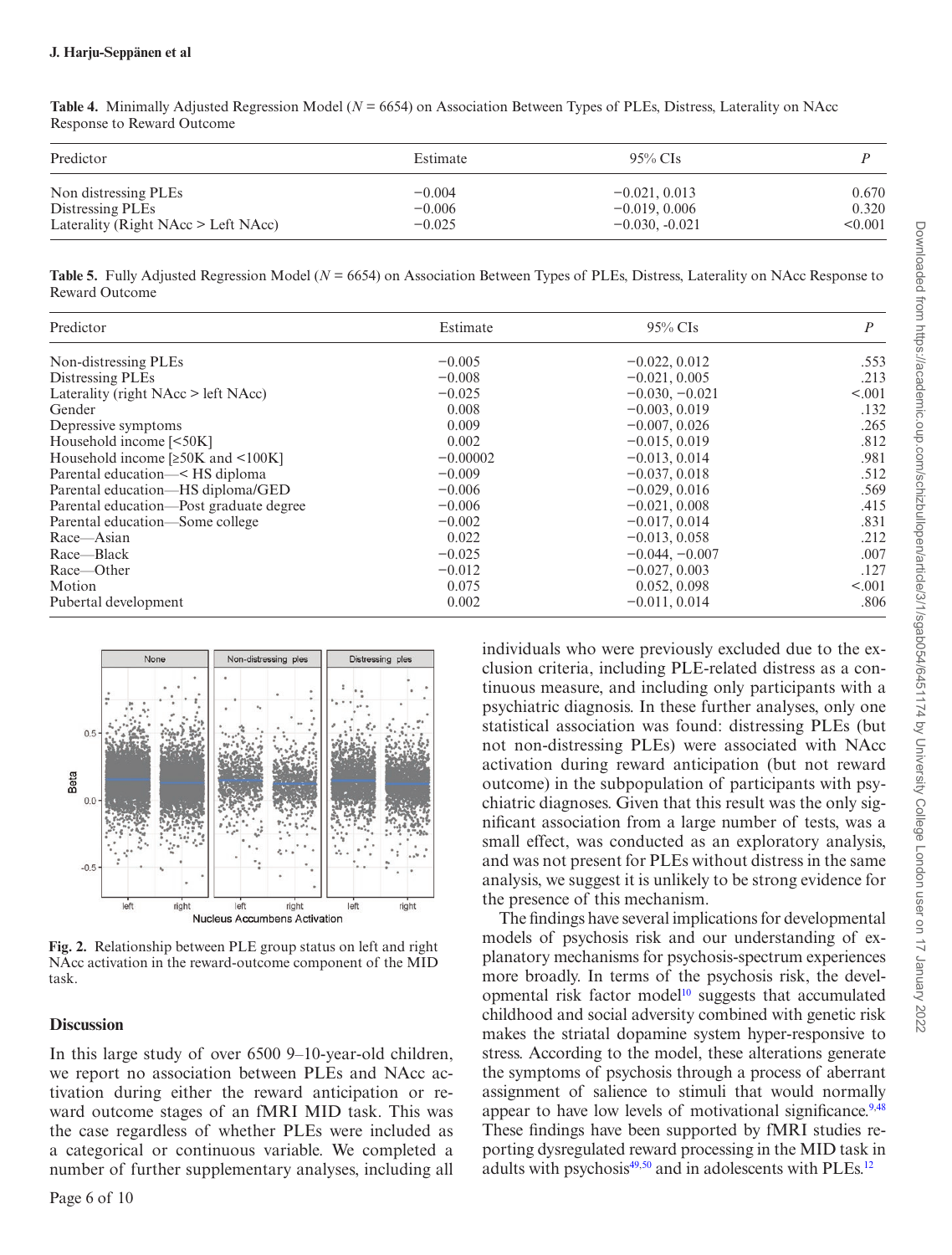**Table 4.** Minimally Adjusted Regression Model ($N$ = 6654) on Association Between Types of PLEs, Distress, Laterality on NAcc Response to Reward Outcome

| Predictor | Estimate | 95% CIs | $P$ |
|---|---|---|---|
| Non distressing PLEs | −0.004 | −0.021, 0.013 | 0.670 |
| Distressing PLEs | −0.006 | −0.019, 0.006 | 0.320 |
| Laterality (Right NAcc > Left NAcc) | −0.025 | −0.030, -0.021 | <0.001 |

**Table 5.** Fully Adjusted Regression Model ($N$ = 6654) on Association Between Types of PLEs, Distress, Laterality on NAcc Response to Reward Outcome

| Predictor | Estimate | 95% CIs | $P$ |
|---|---|---|---|
| Non-distressing PLEs | −0.005 | −0.022, 0.012 | .553 |
| Distressing PLEs | −0.008 | −0.021, 0.005 | .213 |
| Laterality (right NAcc > left NAcc) | −0.025 | −0.030, −0.021 | <.001 |
| Gender | 0.008 | −0.003, 0.019 | .132 |
| Depressive symptoms | 0.009 | −0.007, 0.026 | .265 |
| Household income [<50K] | 0.002 | −0.015, 0.019 | .812 |
| Household income [≥50K and <100K] | −0.00002 | −0.013, 0.014 | .981 |
| Parental education—< HS diploma | −0.009 | −0.037, 0.018 | .512 |
| Parental education—HS diploma/GED | −0.006 | −0.029, 0.016 | .569 |
| Parental education—Post graduate degree | −0.006 | −0.021, 0.008 | .415 |
| Parental education—Some college | −0.002 | −0.017, 0.014 | .831 |
| Race—Asian | 0.022 | −0.013, 0.058 | .212 |
| Race—Black | −0.025 | −0.044, −0.007 | .007 |
| Race—Other | −0.012 | −0.027, 0.003 | .127 |
| Motion | 0.075 | 0.052, 0.098 | <.001 |
| Pubertal development | 0.002 | −0.011, 0.014 | .806 |

**Fig. 2.** Relationship between PLE group status on left and right NAcc activation in the reward-outcome component of the MID task.

## Discussion

In this large study of over 6500 9–10-year-old children, we report no association between PLEs and NAcc activation during either the reward anticipation or reward outcome stages of an fMRI MID task. This was the case regardless of whether PLEs were included as a categorical or continuous variable. We completed a number of further supplementary analyses, including all individuals who were previously excluded due to the exclusion criteria, including PLE-related distress as a continuous measure, and including only participants with a psychiatric diagnosis. In these further analyses, only one statistical association was found: distressing PLEs (but not non-distressing PLEs) were associated with NAcc activation during reward anticipation (but not reward outcome) in the subpopulation of participants with psychiatric diagnoses. Given that this result was the only significant association from a large number of tests, was a small effect, was conducted as an exploratory analysis, and was not present for PLEs without distress in the same analysis, we suggest it is unlikely to be strong evidence for the presence of this mechanism.

The findings have several implications for developmental models of psychosis risk and our understanding of explanatory mechanisms for psychosis-spectrum experiences more broadly. In terms of the psychosis risk, the developmental risk factor model[10] suggests that accumulated childhood and social adversity combined with genetic risk makes the striatal dopamine system hyper-responsive to stress. According to the model, these alterations generate the symptoms of psychosis through a process of aberrant assignment of salience to stimuli that would normally appear to have low levels of motivational significance.[9,48] These findings have been supported by fMRI studies reporting dysregulated reward processing in the MID task in adults with psychosis[49,50] and in adolescents with PLEs.[12]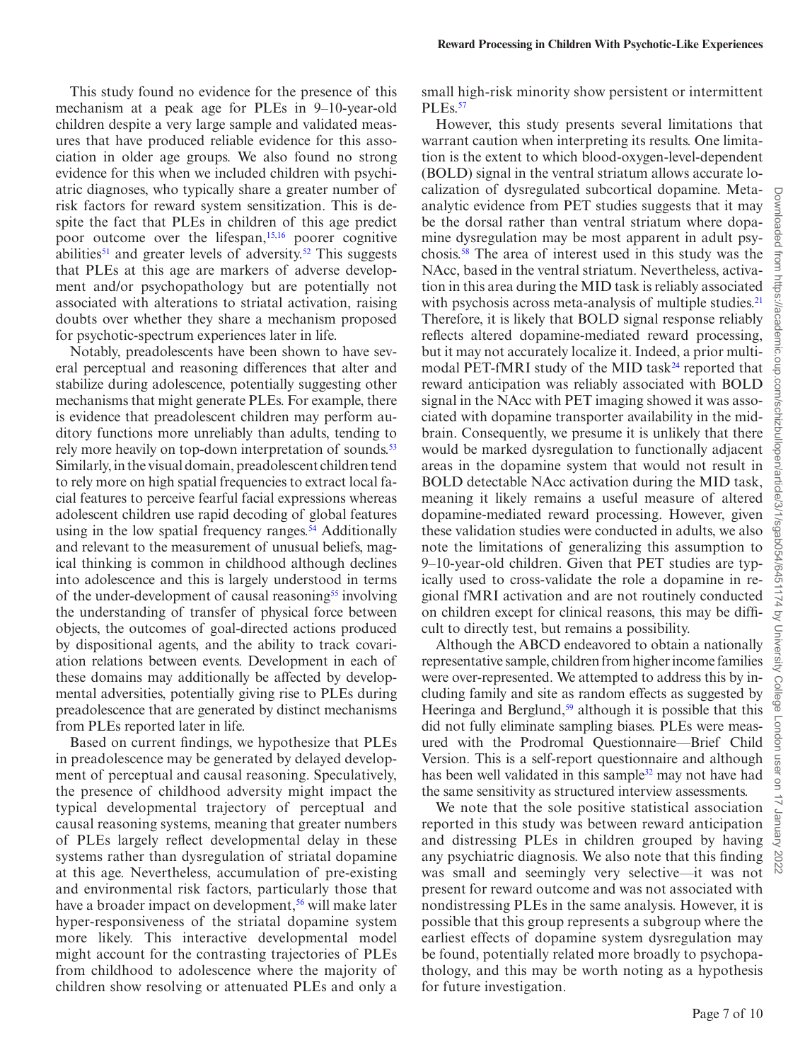This study found no evidence for the presence of this mechanism at a peak age for PLEs in 9–10-year-old children despite a very large sample and validated measures that have produced reliable evidence for this association in older age groups. We also found no strong evidence for this when we included children with psychiatric diagnoses, who typically share a greater number of risk factors for reward system sensitization. This is despite the fact that PLEs in children of this age predict poor outcome over the lifespan,[15,16] poorer cognitive abilities[51] and greater levels of adversity.[52] This suggests that PLEs at this age are markers of adverse development and/or psychopathology but are potentially not associated with alterations to striatal activation, raising doubts over whether they share a mechanism proposed for psychotic-spectrum experiences later in life.

Notably, preadolescents have been shown to have several perceptual and reasoning differences that alter and stabilize during adolescence, potentially suggesting other mechanisms that might generate PLEs. For example, there is evidence that preadolescent children may perform auditory functions more unreliably than adults, tending to rely more heavily on top-down interpretation of sounds.[53] Similarly, in the visual domain, preadolescent children tend to rely more on high spatial frequencies to extract local facial features to perceive fearful facial expressions whereas adolescent children use rapid decoding of global features using in the low spatial frequency ranges.[54] Additionally and relevant to the measurement of unusual beliefs, magical thinking is common in childhood although declines into adolescence and this is largely understood in terms of the under-development of causal reasoning[55] involving the understanding of transfer of physical force between objects, the outcomes of goal-directed actions produced by dispositional agents, and the ability to track covariation relations between events. Development in each of these domains may additionally be affected by developmental adversities, potentially giving rise to PLEs during preadolescence that are generated by distinct mechanisms from PLEs reported later in life.

Based on current findings, we hypothesize that PLEs in preadolescence may be generated by delayed development of perceptual and causal reasoning. Speculatively, the presence of childhood adversity might impact the typical developmental trajectory of perceptual and causal reasoning systems, meaning that greater numbers of PLEs largely reflect developmental delay in these systems rather than dysregulation of striatal dopamine at this age. Nevertheless, accumulation of pre-existing and environmental risk factors, particularly those that have a broader impact on development,[56] will make later hyper-responsiveness of the striatal dopamine system more likely. This interactive developmental model might account for the contrasting trajectories of PLEs from childhood to adolescence where the majority of children show resolving or attenuated PLEs and only a small high-risk minority show persistent or intermittent PLEs.[57]

However, this study presents several limitations that warrant caution when interpreting its results. One limitation is the extent to which blood-oxygen-level-dependent (BOLD) signal in the ventral striatum allows accurate localization of dysregulated subcortical dopamine. Meta-analytic evidence from PET studies suggests that it may be the dorsal rather than ventral striatum where dopamine dysregulation may be most apparent in adult psychosis.[58] The area of interest used in this study was the NAcc, based in the ventral striatum. Nevertheless, activation in this area during the MID task is reliably associated with psychosis across meta-analysis of multiple studies.[21] Therefore, it is likely that BOLD signal response reliably reflects altered dopamine-mediated reward processing, but it may not accurately localize it. Indeed, a prior multimodal PET-fMRI study of the MID task[24] reported that reward anticipation was reliably associated with BOLD signal in the NAcc with PET imaging showed it was associated with dopamine transporter availability in the midbrain. Consequently, we presume it is unlikely that there would be marked dysregulation to functionally adjacent areas in the dopamine system that would not result in BOLD detectable NAcc activation during the MID task, meaning it likely remains a useful measure of altered dopamine-mediated reward processing. However, given these validation studies were conducted in adults, we also note the limitations of generalizing this assumption to 9–10-year-old children. Given that PET studies are typically used to cross-validate the role a dopamine in regional fMRI activation and are not routinely conducted on children except for clinical reasons, this may be difficult to directly test, but remains a possibility.

Although the ABCD endeavored to obtain a nationally representative sample, children from higher income families were over-represented. We attempted to address this by including family and site as random effects as suggested by Heeringa and Berglund,[59] although it is possible that this did not fully eliminate sampling biases. PLEs were measured with the Prodromal Questionnaire—Brief Child Version. This is a self-report questionnaire and although has been well validated in this sample[32] may not have had the same sensitivity as structured interview assessments.

We note that the sole positive statistical association reported in this study was between reward anticipation and distressing PLEs in children grouped by having any psychiatric diagnosis. We also note that this finding was small and seemingly very selective—it was not present for reward outcome and was not associated with nondistressing PLEs in the same analysis. However, it is possible that this group represents a subgroup where the earliest effects of dopamine system dysregulation may be found, potentially related more broadly to psychopathology, and this may be worth noting as a hypothesis for future investigation.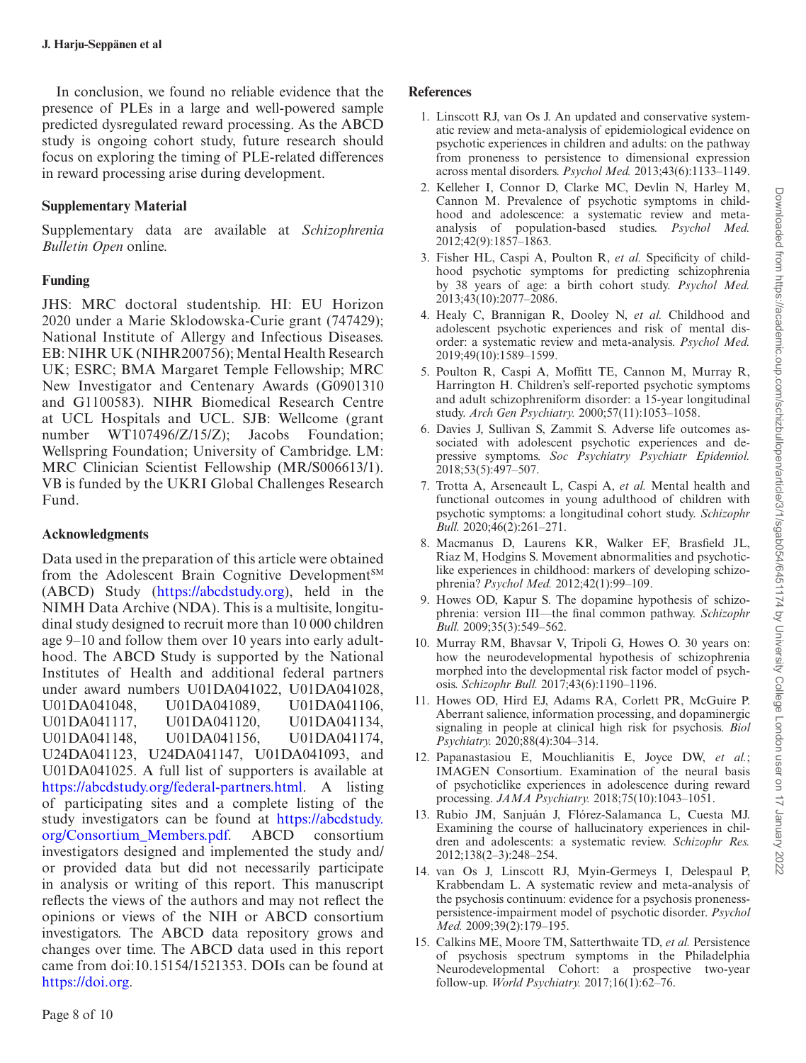In conclusion, we found no reliable evidence that the presence of PLEs in a large and well-powered sample predicted dysregulated reward processing. As the ABCD study is ongoing cohort study, future research should focus on exploring the timing of PLE-related differences in reward processing arise during development.

## Supplementary Material

Supplementary data are available at *Schizophrenia Bulletin Open* online.

## Funding

JHS: MRC doctoral studentship. HI: EU Horizon 2020 under a Marie Sklodowska-Curie grant (747429); National Institute of Allergy and Infectious Diseases. EB: NIHR UK (NIHR200756); Mental Health Research UK; ESRC; BMA Margaret Temple Fellowship; MRC New Investigator and Centenary Awards (G0901310 and G1100583). NIHR Biomedical Research Centre at UCL Hospitals and UCL. SJB: Wellcome (grant number WT107496/Z/15/Z); Jacobs Foundation; Wellspring Foundation; University of Cambridge. LM: MRC Clinician Scientist Fellowship (MR/S006613/1). VB is funded by the UKRI Global Challenges Research Fund.

## Acknowledgments

Data used in the preparation of this article were obtained from the Adolescent Brain Cognitive Development℠ (ABCD) Study (https://abcdstudy.org), held in the NIMH Data Archive (NDA). This is a multisite, longitudinal study designed to recruit more than 10 000 children age 9–10 and follow them over 10 years into early adulthood. The ABCD Study is supported by the National Institutes of Health and additional federal partners under award numbers U01DA041022, U01DA041028, U01DA041048, U01DA041089, U01DA041106, U01DA041117, U01DA041120, U01DA041134, U01DA041148, U01DA041156, U01DA041174, U24DA041123, U24DA041147, U01DA041093, and U01DA041025. A full list of supporters is available at https://abcdstudy.org/federal-partners.html. A listing of participating sites and a complete listing of the study investigators can be found at https://abcdstudy.org/Consortium_Members.pdf. ABCD consortium investigators designed and implemented the study and/or provided data but did not necessarily participate in analysis or writing of this report. This manuscript reflects the views of the authors and may not reflect the opinions or views of the NIH or ABCD consortium investigators. The ABCD data repository grows and changes over time. The ABCD data used in this report came from doi:10.15154/1521353. DOIs can be found at https://doi.org.

## References

1. Linscott RJ, van Os J. An updated and conservative systematic review and meta-analysis of epidemiological evidence on psychotic experiences in children and adults: on the pathway from proneness to persistence to dimensional expression across mental disorders. *Psychol Med.* 2013;43(6):1133–1149.
2. Kelleher I, Connor D, Clarke MC, Devlin N, Harley M, Cannon M. Prevalence of psychotic symptoms in childhood and adolescence: a systematic review and meta-analysis of population-based studies. *Psychol Med.* 2012;42(9):1857–1863.
3. Fisher HL, Caspi A, Poulton R, *et al.* Specificity of childhood psychotic symptoms for predicting schizophrenia by 38 years of age: a birth cohort study. *Psychol Med.* 2013;43(10):2077–2086.
4. Healy C, Brannigan R, Dooley N, *et al.* Childhood and adolescent psychotic experiences and risk of mental disorder: a systematic review and meta-analysis. *Psychol Med.* 2019;49(10):1589–1599.
5. Poulton R, Caspi A, Moffitt TE, Cannon M, Murray R, Harrington H. Children's self-reported psychotic symptoms and adult schizophreniform disorder: a 15-year longitudinal study. *Arch Gen Psychiatry.* 2000;57(11):1053–1058.
6. Davies J, Sullivan S, Zammit S. Adverse life outcomes associated with adolescent psychotic experiences and depressive symptoms. *Soc Psychiatry Psychiatr Epidemiol.* 2018;53(5):497–507.
7. Trotta A, Arseneault L, Caspi A, *et al.* Mental health and functional outcomes in young adulthood of children with psychotic symptoms: a longitudinal cohort study. *Schizophr Bull.* 2020;46(2):261–271.
8. Macmanus D, Laurens KR, Walker EF, Brasfield JL, Riaz M, Hodgins S. Movement abnormalities and psychotic-like experiences in childhood: markers of developing schizophrenia? *Psychol Med.* 2012;42(1):99–109.
9. Howes OD, Kapur S. The dopamine hypothesis of schizophrenia: version III—the final common pathway. *Schizophr Bull.* 2009;35(3):549–562.
10. Murray RM, Bhavsar V, Tripoli G, Howes O. 30 years on: how the neurodevelopmental hypothesis of schizophrenia morphed into the developmental risk factor model of psychosis. *Schizophr Bull.* 2017;43(6):1190–1196.
11. Howes OD, Hird EJ, Adams RA, Corlett PR, McGuire P. Aberrant salience, information processing, and dopaminergic signaling in people at clinical high risk for psychosis. *Biol Psychiatry.* 2020;88(4):304–314.
12. Papanastasiou E, Mouchlianitis E, Joyce DW, *et al.*; IMAGEN Consortium. Examination of the neural basis of psychoticlike experiences in adolescence during reward processing. *JAMA Psychiatry.* 2018;75(10):1043–1051.
13. Rubio JM, Sanjuán J, Flórez-Salamanca L, Cuesta MJ. Examining the course of hallucinatory experiences in children and adolescents: a systematic review. *Schizophr Res.* 2012;138(2–3):248–254.
14. van Os J, Linscott RJ, Myin-Germeys I, Delespaul P, Krabbendam L. A systematic review and meta-analysis of the psychosis continuum: evidence for a psychosis proneness-persistence-impairment model of psychotic disorder. *Psychol Med.* 2009;39(2):179–195.
15. Calkins ME, Moore TM, Satterthwaite TD, *et al.* Persistence of psychosis spectrum symptoms in the Philadelphia Neurodevelopmental Cohort: a prospective two-year follow-up. *World Psychiatry.* 2017;16(1):62–76.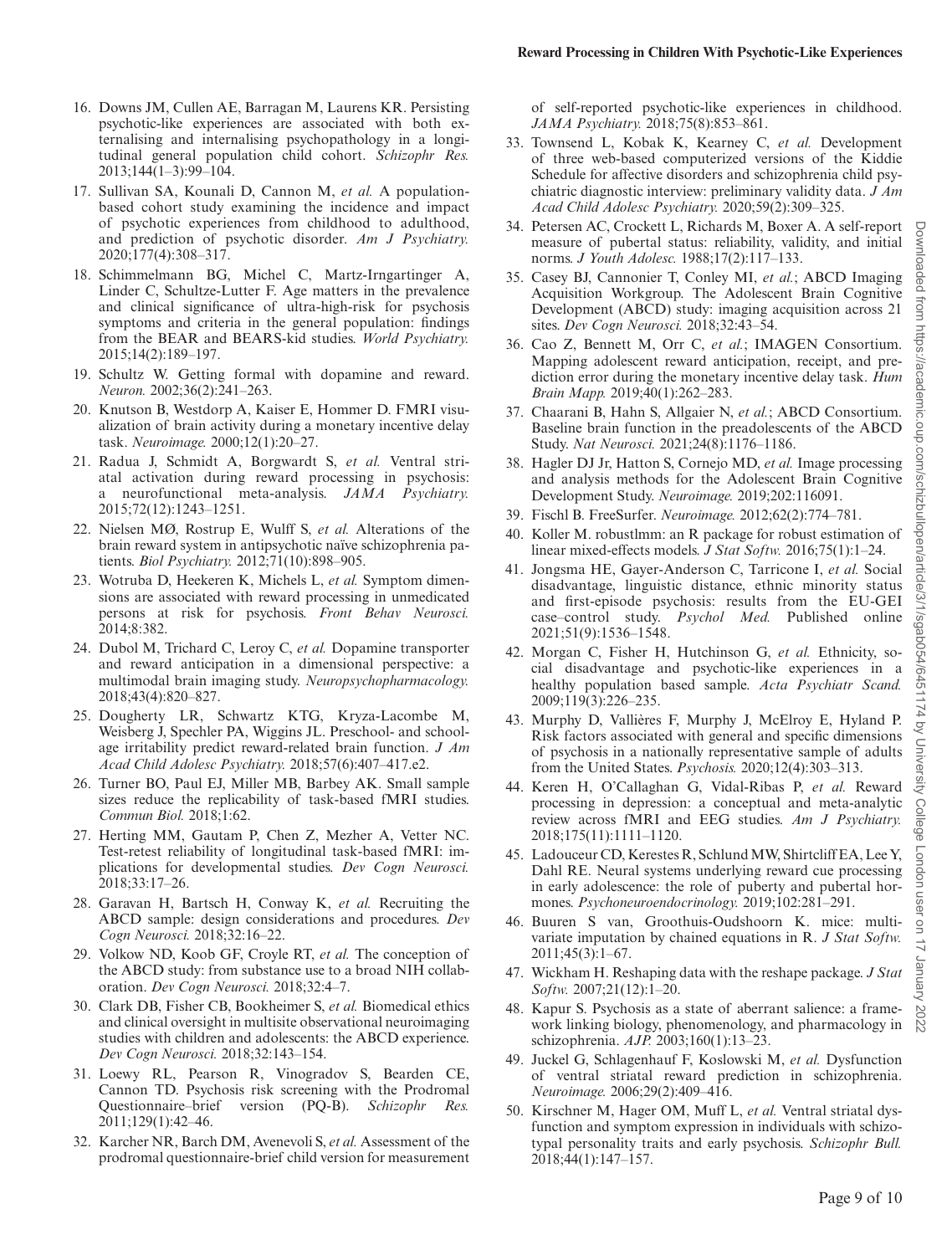16. Downs JM, Cullen AE, Barragan M, Laurens KR. Persisting psychotic-like experiences are associated with both externalising and internalising psychopathology in a longitudinal general population child cohort. *Schizophr Res.* 2013;144(1–3):99–104.
17. Sullivan SA, Kounali D, Cannon M, *et al.* A population-based cohort study examining the incidence and impact of psychotic experiences from childhood to adulthood, and prediction of psychotic disorder. *Am J Psychiatry.* 2020;177(4):308–317.
18. Schimmelmann BG, Michel C, Martz-Irngartinger A, Linder C, Schultze-Lutter F. Age matters in the prevalence and clinical significance of ultra-high-risk for psychosis symptoms and criteria in the general population: findings from the BEAR and BEARS-kid studies. *World Psychiatry.* 2015;14(2):189–197.
19. Schultz W. Getting formal with dopamine and reward. *Neuron.* 2002;36(2):241–263.
20. Knutson B, Westdorp A, Kaiser E, Hommer D. FMRI visualization of brain activity during a monetary incentive delay task. *Neuroimage.* 2000;12(1):20–27.
21. Radua J, Schmidt A, Borgwardt S, *et al.* Ventral striatal activation during reward processing in psychosis: a neurofunctional meta-analysis. *JAMA Psychiatry.* 2015;72(12):1243–1251.
22. Nielsen MØ, Rostrup E, Wulff S, *et al.* Alterations of the brain reward system in antipsychotic naïve schizophrenia patients. *Biol Psychiatry.* 2012;71(10):898–905.
23. Wotruba D, Heekeren K, Michels L, *et al.* Symptom dimensions are associated with reward processing in unmedicated persons at risk for psychosis. *Front Behav Neurosci.* 2014;8:382.
24. Dubol M, Trichard C, Leroy C, *et al.* Dopamine transporter and reward anticipation in a dimensional perspective: a multimodal brain imaging study. *Neuropsychopharmacology.* 2018;43(4):820–827.
25. Dougherty LR, Schwartz KTG, Kryza-Lacombe M, Weisberg J, Spechler PA, Wiggins JL. Preschool- and school-age irritability predict reward-related brain function. *J Am Acad Child Adolesc Psychiatry.* 2018;57(6):407–417.e2.
26. Turner BO, Paul EJ, Miller MB, Barbey AK. Small sample sizes reduce the replicability of task-based fMRI studies. *Commun Biol.* 2018;1:62.
27. Herting MM, Gautam P, Chen Z, Mezher A, Vetter NC. Test-retest reliability of longitudinal task-based fMRI: implications for developmental studies. *Dev Cogn Neurosci.* 2018;33:17–26.
28. Garavan H, Bartsch H, Conway K, *et al.* Recruiting the ABCD sample: design considerations and procedures. *Dev Cogn Neurosci.* 2018;32:16–22.
29. Volkow ND, Koob GF, Croyle RT, *et al.* The conception of the ABCD study: from substance use to a broad NIH collaboration. *Dev Cogn Neurosci.* 2018;32:4–7.
30. Clark DB, Fisher CB, Bookheimer S, *et al.* Biomedical ethics and clinical oversight in multisite observational neuroimaging studies with children and adolescents: the ABCD experience. *Dev Cogn Neurosci.* 2018;32:143–154.
31. Loewy RL, Pearson R, Vinogradov S, Bearden CE, Cannon TD. Psychosis risk screening with the Prodromal Questionnaire–brief version (PQ-B). *Schizophr Res.* 2011;129(1):42–46.
32. Karcher NR, Barch DM, Avenevoli S, *et al.* Assessment of the prodromal questionnaire-brief child version for measurement of self-reported psychotic-like experiences in childhood. *JAMA Psychiatry.* 2018;75(8):853–861.
33. Townsend L, Kobak K, Kearney C, *et al.* Development of three web-based computerized versions of the Kiddie Schedule for affective disorders and schizophrenia child psychiatric diagnostic interview: preliminary validity data. *J Am Acad Child Adolesc Psychiatry.* 2020;59(2):309–325.
34. Petersen AC, Crockett L, Richards M, Boxer A. A self-report measure of pubertal status: reliability, validity, and initial norms. *J Youth Adolesc.* 1988;17(2):117–133.
35. Casey BJ, Cannonier T, Conley MI, *et al.*; ABCD Imaging Acquisition Workgroup. The Adolescent Brain Cognitive Development (ABCD) study: imaging acquisition across 21 sites. *Dev Cogn Neurosci.* 2018;32:43–54.
36. Cao Z, Bennett M, Orr C, *et al.*; IMAGEN Consortium. Mapping adolescent reward anticipation, receipt, and prediction error during the monetary incentive delay task. *Hum Brain Mapp.* 2019;40(1):262–283.
37. Chaarani B, Hahn S, Allgaier N, *et al.*; ABCD Consortium. Baseline brain function in the preadolescents of the ABCD Study. *Nat Neurosci.* 2021;24(8):1176–1186.
38. Hagler DJ Jr, Hatton S, Cornejo MD, *et al.* Image processing and analysis methods for the Adolescent Brain Cognitive Development Study. *Neuroimage.* 2019;202:116091.
39. Fischl B. FreeSurfer. *Neuroimage.* 2012;62(2):774–781.
40. Koller M. robustlmm: an R package for robust estimation of linear mixed-effects models. *J Stat Softw.* 2016;75(1):1–24.
41. Jongsma HE, Gayer-Anderson C, Tarricone I, *et al.* Social disadvantage, linguistic distance, ethnic minority status and first-episode psychosis: results from the EU-GEI case–control study. *Psychol Med.* Published online 2021;51(9):1536–1548.
42. Morgan C, Fisher H, Hutchinson G, *et al.* Ethnicity, social disadvantage and psychotic-like experiences in a healthy population based sample. *Acta Psychiatr Scand.* 2009;119(3):226–235.
43. Murphy D, Vallières F, Murphy J, McElroy E, Hyland P. Risk factors associated with general and specific dimensions of psychosis in a nationally representative sample of adults from the United States. *Psychosis.* 2020;12(4):303–313.
44. Keren H, O'Callaghan G, Vidal-Ribas P, *et al.* Reward processing in depression: a conceptual and meta-analytic review across fMRI and EEG studies. *Am J Psychiatry.* 2018;175(11):1111–1120.
45. Ladouceur CD, Kerestes R, Schlund MW, Shirtcliff EA, Lee Y, Dahl RE. Neural systems underlying reward cue processing in early adolescence: the role of puberty and pubertal hormones. *Psychoneuroendocrinology.* 2019;102:281–291.
46. Buuren S van, Groothuis-Oudshoorn K. mice: multivariate imputation by chained equations in R. *J Stat Softw.* 2011;45(3):1–67.
47. Wickham H. Reshaping data with the reshape package. *J Stat Softw.* 2007;21(12):1–20.
48. Kapur S. Psychosis as a state of aberrant salience: a framework linking biology, phenomenology, and pharmacology in schizophrenia. *AJP.* 2003;160(1):13–23.
49. Juckel G, Schlagenhauf F, Koslowski M, *et al.* Dysfunction of ventral striatal reward prediction in schizophrenia. *Neuroimage.* 2006;29(2):409–416.
50. Kirschner M, Hager OM, Muff L, *et al.* Ventral striatal dysfunction and symptom expression in individuals with schizotypal personality traits and early psychosis. *Schizophr Bull.* 2018;44(1):147–157.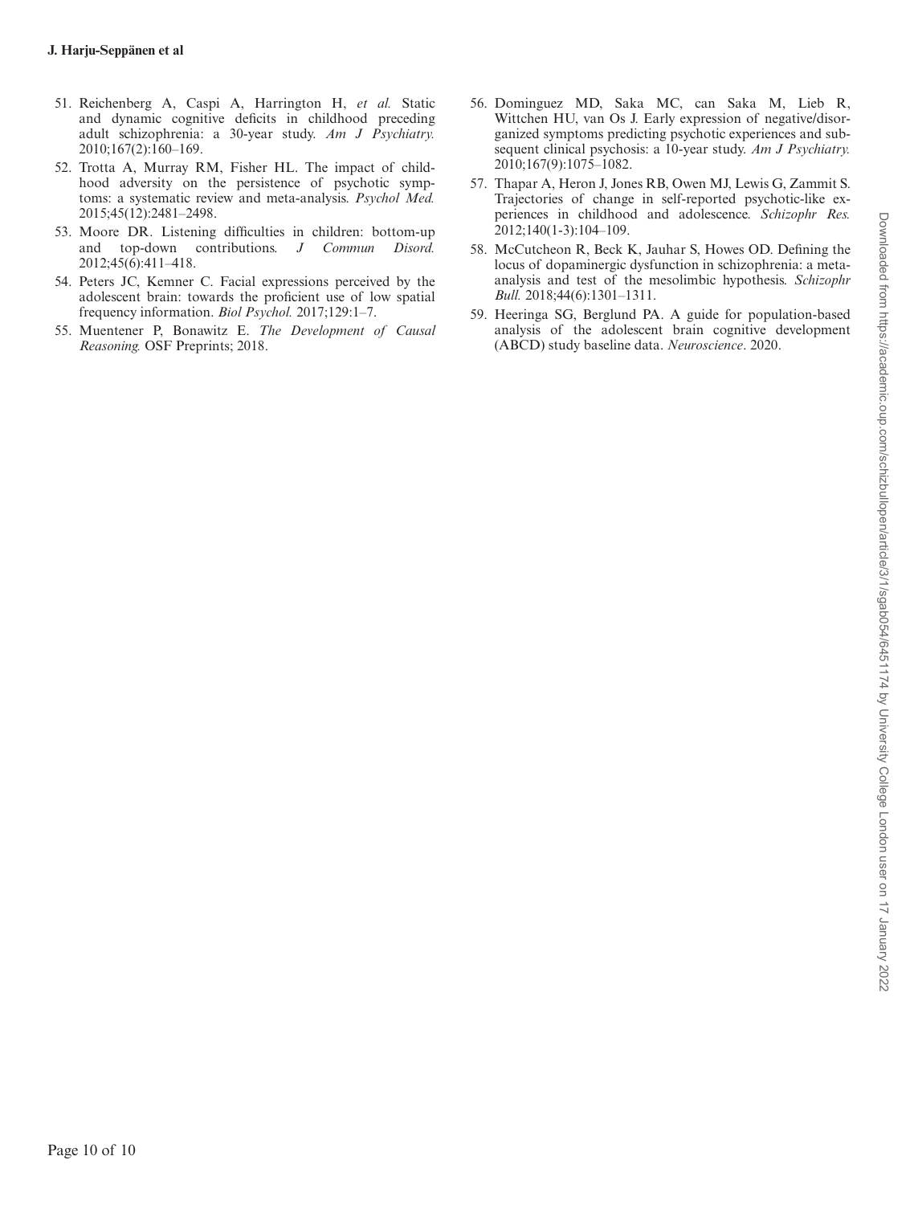51. Reichenberg A, Caspi A, Harrington H, *et al.* Static and dynamic cognitive deficits in childhood preceding adult schizophrenia: a 30-year study. *Am J Psychiatry.* 2010;167(2):160–169.
52. Trotta A, Murray RM, Fisher HL. The impact of childhood adversity on the persistence of psychotic symptoms: a systematic review and meta-analysis. *Psychol Med.* 2015;45(12):2481–2498.
53. Moore DR. Listening difficulties in children: bottom-up and top-down contributions. *J Commun Disord.* 2012;45(6):411–418.
54. Peters JC, Kemner C. Facial expressions perceived by the adolescent brain: towards the proficient use of low spatial frequency information. *Biol Psychol.* 2017;129:1–7.
55. Muentener P, Bonawitz E. *The Development of Causal Reasoning.* OSF Preprints; 2018.
56. Dominguez MD, Saka MC, can Saka M, Lieb R, Wittchen HU, van Os J. Early expression of negative/disorganized symptoms predicting psychotic experiences and subsequent clinical psychosis: a 10-year study. *Am J Psychiatry.* 2010;167(9):1075–1082.
57. Thapar A, Heron J, Jones RB, Owen MJ, Lewis G, Zammit S. Trajectories of change in self-reported psychotic-like experiences in childhood and adolescence. *Schizophr Res.* 2012;140(1-3):104–109.
58. McCutcheon R, Beck K, Jauhar S, Howes OD. Defining the locus of dopaminergic dysfunction in schizophrenia: a meta-analysis and test of the mesolimbic hypothesis. *Schizophr Bull.* 2018;44(6):1301–1311.
59. Heeringa SG, Berglund PA. A guide for population-based analysis of the adolescent brain cognitive development (ABCD) study baseline data. *Neuroscience*. 2020.